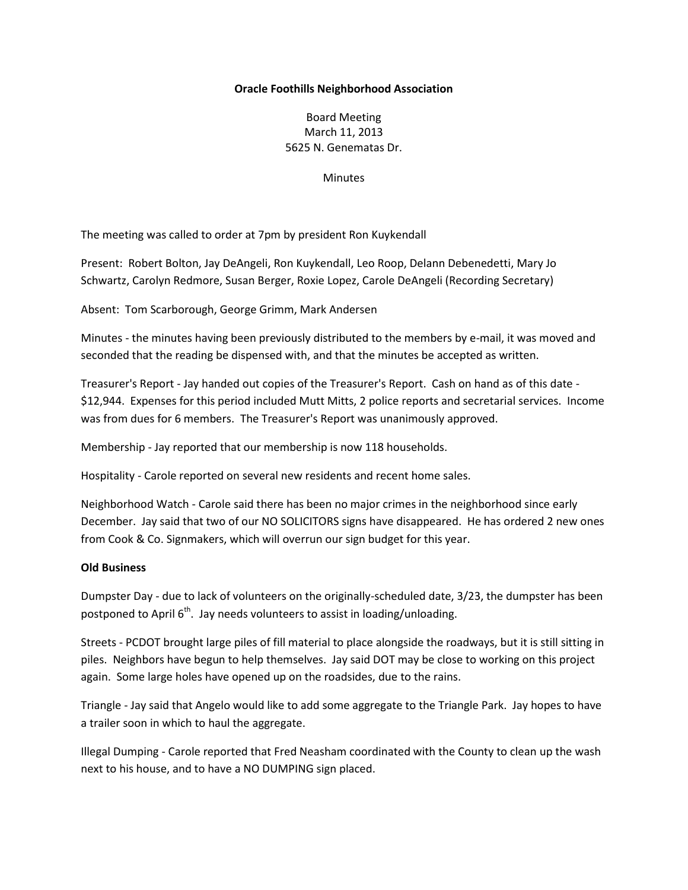**Oracle Foothills Neighborhood Association**

Board Meeting
March 11, 2013
5625 N. Genematas Dr.

Minutes

The meeting was called to order at 7pm by president Ron Kuykendall

Present: Robert Bolton, Jay DeAngeli, Ron Kuykendall, Leo Roop, Delann Debenedetti, Mary Jo Schwartz, Carolyn Redmore, Susan Berger, Roxie Lopez, Carole DeAngeli (Recording Secretary)

Absent: Tom Scarborough, George Grimm, Mark Andersen

Minutes - the minutes having been previously distributed to the members by e-mail, it was moved and seconded that the reading be dispensed with, and that the minutes be accepted as written.

Treasurer's Report - Jay handed out copies of the Treasurer's Report. Cash on hand as of this date - $12,944. Expenses for this period included Mutt Mitts, 2 police reports and secretarial services. Income was from dues for 6 members. The Treasurer's Report was unanimously approved.

Membership - Jay reported that our membership is now 118 households.

Hospitality - Carole reported on several new residents and recent home sales.

Neighborhood Watch - Carole said there has been no major crimes in the neighborhood since early December. Jay said that two of our NO SOLICITORS signs have disappeared. He has ordered 2 new ones from Cook & Co. Signmakers, which will overrun our sign budget for this year.

**Old Business**

Dumpster Day - due to lack of volunteers on the originally-scheduled date, 3/23, the dumpster has been postponed to April 6th. Jay needs volunteers to assist in loading/unloading.

Streets - PCDOT brought large piles of fill material to place alongside the roadways, but it is still sitting in piles. Neighbors have begun to help themselves. Jay said DOT may be close to working on this project again. Some large holes have opened up on the roadsides, due to the rains.

Triangle - Jay said that Angelo would like to add some aggregate to the Triangle Park. Jay hopes to have a trailer soon in which to haul the aggregate.

Illegal Dumping - Carole reported that Fred Neasham coordinated with the County to clean up the wash next to his house, and to have a NO DUMPING sign placed.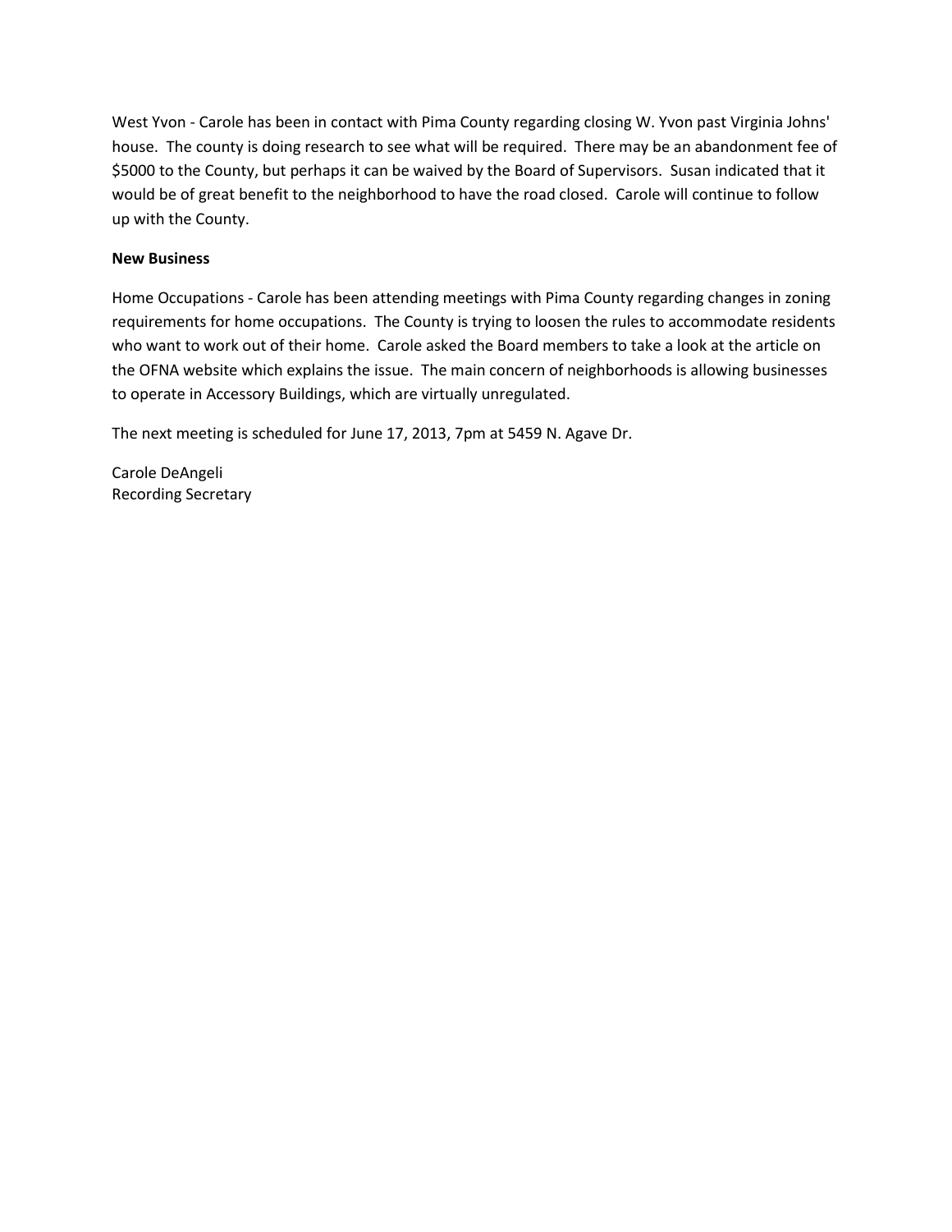West Yvon - Carole has been in contact with Pima County regarding closing W. Yvon past Virginia Johns' house. The county is doing research to see what will be required. There may be an abandonment fee of $5000 to the County, but perhaps it can be waived by the Board of Supervisors. Susan indicated that it would be of great benefit to the neighborhood to have the road closed. Carole will continue to follow up with the County.

**New Business**

Home Occupations - Carole has been attending meetings with Pima County regarding changes in zoning requirements for home occupations. The County is trying to loosen the rules to accommodate residents who want to work out of their home. Carole asked the Board members to take a look at the article on the OFNA website which explains the issue. The main concern of neighborhoods is allowing businesses to operate in Accessory Buildings, which are virtually unregulated.

The next meeting is scheduled for June 17, 2013, 7pm at 5459 N. Agave Dr.

Carole DeAngeli
Recording Secretary